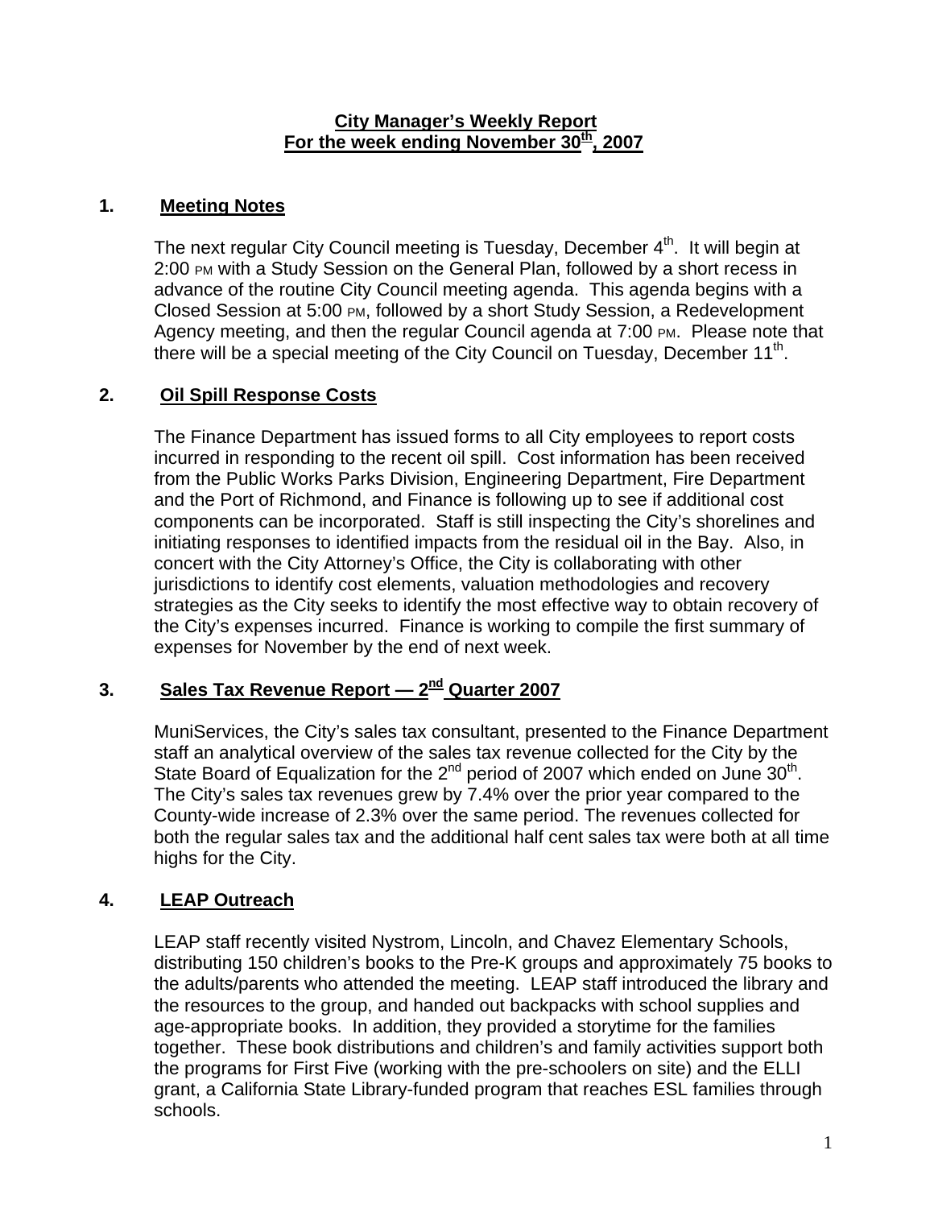# City Manager's Weekly Report
## For the week ending November 30th, 2007

## 1. Meeting Notes

The next regular City Council meeting is Tuesday, December 4th. It will begin at 2:00 PM with a Study Session on the General Plan, followed by a short recess in advance of the routine City Council meeting agenda. This agenda begins with a Closed Session at 5:00 PM, followed by a short Study Session, a Redevelopment Agency meeting, and then the regular Council agenda at 7:00 PM. Please note that there will be a special meeting of the City Council on Tuesday, December 11th.

## 2. Oil Spill Response Costs

The Finance Department has issued forms to all City employees to report costs incurred in responding to the recent oil spill. Cost information has been received from the Public Works Parks Division, Engineering Department, Fire Department and the Port of Richmond, and Finance is following up to see if additional cost components can be incorporated. Staff is still inspecting the City's shorelines and initiating responses to identified impacts from the residual oil in the Bay. Also, in concert with the City Attorney's Office, the City is collaborating with other jurisdictions to identify cost elements, valuation methodologies and recovery strategies as the City seeks to identify the most effective way to obtain recovery of the City's expenses incurred. Finance is working to compile the first summary of expenses for November by the end of next week.

## 3. Sales Tax Revenue Report — 2nd Quarter 2007

MuniServices, the City's sales tax consultant, presented to the Finance Department staff an analytical overview of the sales tax revenue collected for the City by the State Board of Equalization for the 2nd period of 2007 which ended on June 30th. The City's sales tax revenues grew by 7.4% over the prior year compared to the County-wide increase of 2.3% over the same period. The revenues collected for both the regular sales tax and the additional half cent sales tax were both at all time highs for the City.

## 4. LEAP Outreach

LEAP staff recently visited Nystrom, Lincoln, and Chavez Elementary Schools, distributing 150 children's books to the Pre-K groups and approximately 75 books to the adults/parents who attended the meeting. LEAP staff introduced the library and the resources to the group, and handed out backpacks with school supplies and age-appropriate books. In addition, they provided a storytime for the families together. These book distributions and children's and family activities support both the programs for First Five (working with the pre-schoolers on site) and the ELLI grant, a California State Library-funded program that reaches ESL families through schools.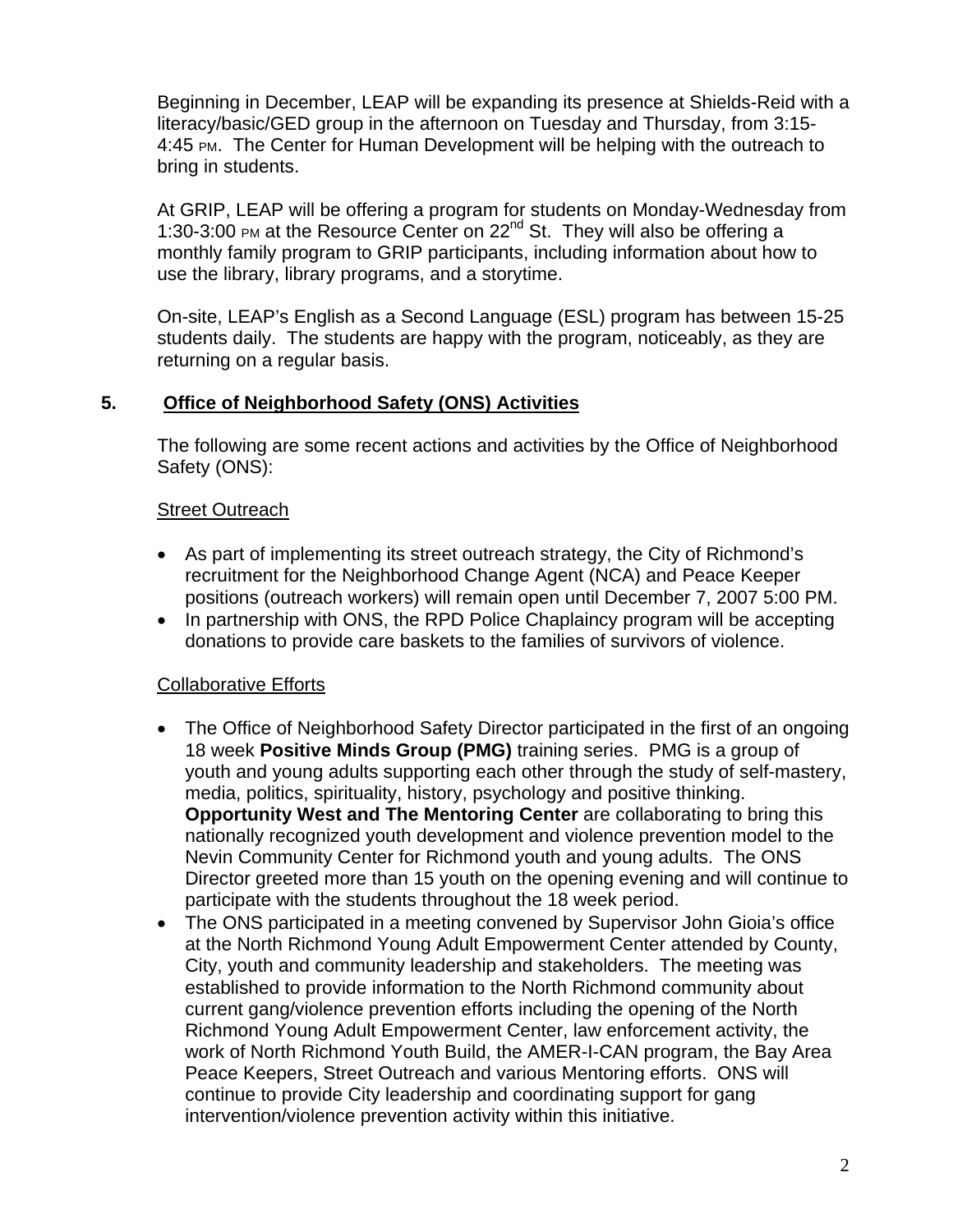Beginning in December, LEAP will be expanding its presence at Shields-Reid with a literacy/basic/GED group in the afternoon on Tuesday and Thursday, from 3:15-4:45 PM. The Center for Human Development will be helping with the outreach to bring in students.

At GRIP, LEAP will be offering a program for students on Monday-Wednesday from 1:30-3:00 PM at the Resource Center on 22nd St. They will also be offering a monthly family program to GRIP participants, including information about how to use the library, library programs, and a storytime.

On-site, LEAP's English as a Second Language (ESL) program has between 15-25 students daily. The students are happy with the program, noticeably, as they are returning on a regular basis.

## 5. Office of Neighborhood Safety (ONS) Activities

The following are some recent actions and activities by the Office of Neighborhood Safety (ONS):

### Street Outreach

- As part of implementing its street outreach strategy, the City of Richmond's recruitment for the Neighborhood Change Agent (NCA) and Peace Keeper positions (outreach workers) will remain open until December 7, 2007 5:00 PM.
- In partnership with ONS, the RPD Police Chaplaincy program will be accepting donations to provide care baskets to the families of survivors of violence.

### Collaborative Efforts

- The Office of Neighborhood Safety Director participated in the first of an ongoing 18 week **Positive Minds Group (PMG)** training series. PMG is a group of youth and young adults supporting each other through the study of self-mastery, media, politics, spirituality, history, psychology and positive thinking. **Opportunity West and The Mentoring Center** are collaborating to bring this nationally recognized youth development and violence prevention model to the Nevin Community Center for Richmond youth and young adults. The ONS Director greeted more than 15 youth on the opening evening and will continue to participate with the students throughout the 18 week period.
- The ONS participated in a meeting convened by Supervisor John Gioia's office at the North Richmond Young Adult Empowerment Center attended by County, City, youth and community leadership and stakeholders. The meeting was established to provide information to the North Richmond community about current gang/violence prevention efforts including the opening of the North Richmond Young Adult Empowerment Center, law enforcement activity, the work of North Richmond Youth Build, the AMER-I-CAN program, the Bay Area Peace Keepers, Street Outreach and various Mentoring efforts. ONS will continue to provide City leadership and coordinating support for gang intervention/violence prevention activity within this initiative.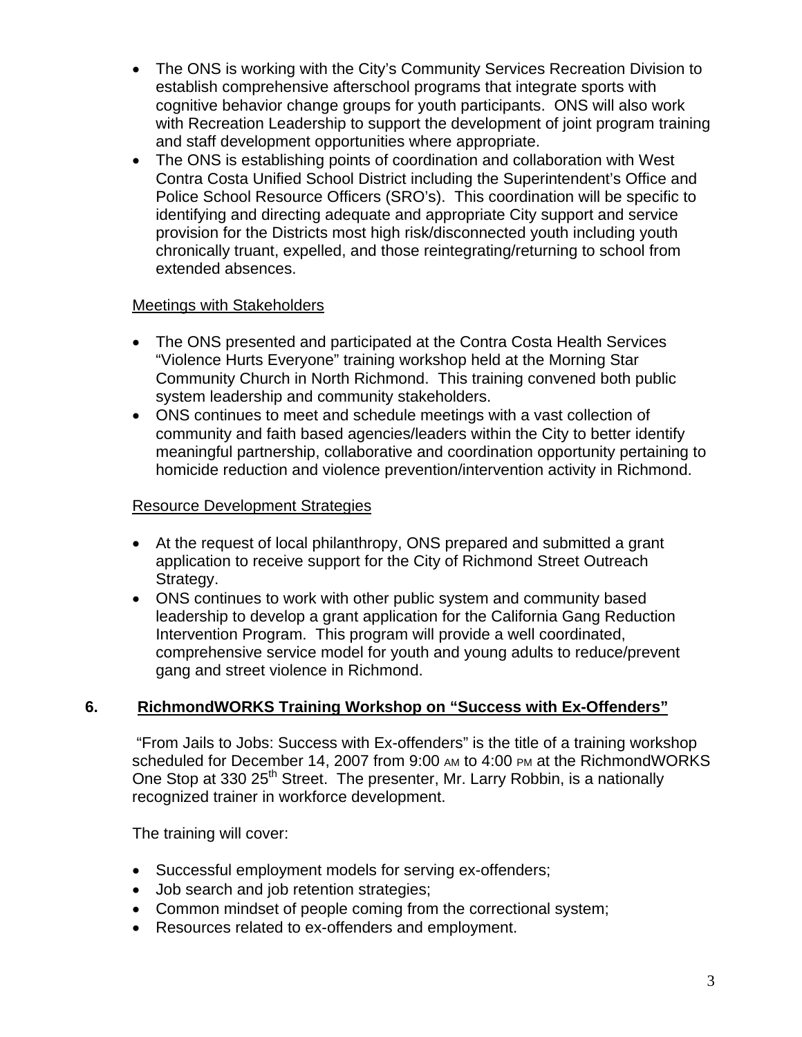- The ONS is working with the City's Community Services Recreation Division to establish comprehensive afterschool programs that integrate sports with cognitive behavior change groups for youth participants. ONS will also work with Recreation Leadership to support the development of joint program training and staff development opportunities where appropriate.
- The ONS is establishing points of coordination and collaboration with West Contra Costa Unified School District including the Superintendent's Office and Police School Resource Officers (SRO's). This coordination will be specific to identifying and directing adequate and appropriate City support and service provision for the Districts most high risk/disconnected youth including youth chronically truant, expelled, and those reintegrating/returning to school from extended absences.

<u>Meetings with Stakeholders</u>

- The ONS presented and participated at the Contra Costa Health Services "Violence Hurts Everyone" training workshop held at the Morning Star Community Church in North Richmond. This training convened both public system leadership and community stakeholders.
- ONS continues to meet and schedule meetings with a vast collection of community and faith based agencies/leaders within the City to better identify meaningful partnership, collaborative and coordination opportunity pertaining to homicide reduction and violence prevention/intervention activity in Richmond.

<u>Resource Development Strategies</u>

- At the request of local philanthropy, ONS prepared and submitted a grant application to receive support for the City of Richmond Street Outreach Strategy.
- ONS continues to work with other public system and community based leadership to develop a grant application for the California Gang Reduction Intervention Program. This program will provide a well coordinated, comprehensive service model for youth and young adults to reduce/prevent gang and street violence in Richmond.

## 6. <u>RichmondWORKS Training Workshop on "Success with Ex-Offenders"</u>

"From Jails to Jobs: Success with Ex-offenders" is the title of a training workshop scheduled for December 14, 2007 from 9:00 AM to 4:00 PM at the RichmondWORKS One Stop at 330 25th Street. The presenter, Mr. Larry Robbin, is a nationally recognized trainer in workforce development.

The training will cover:

- Successful employment models for serving ex-offenders;
- Job search and job retention strategies;
- Common mindset of people coming from the correctional system;
- Resources related to ex-offenders and employment.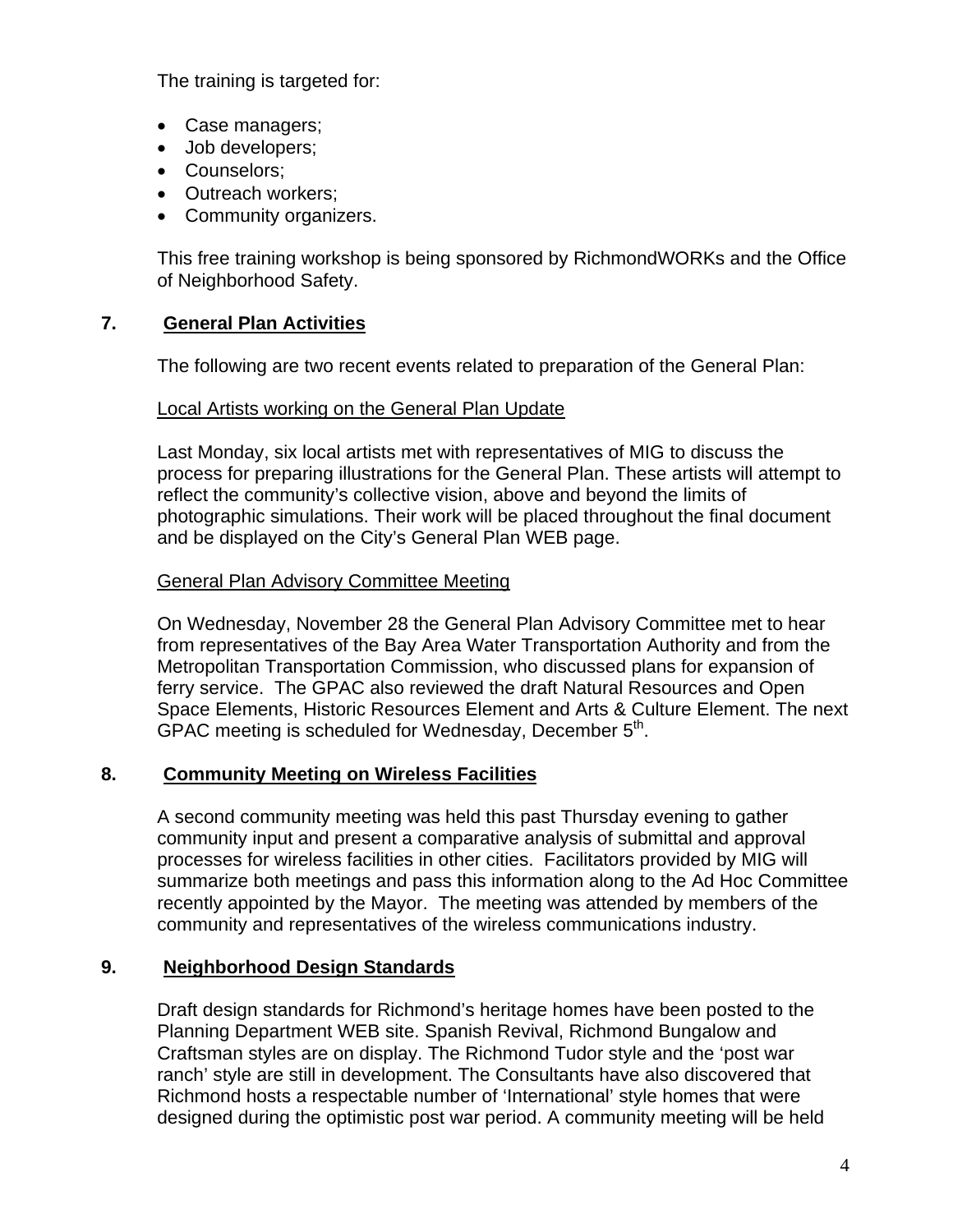The training is targeted for:

- Case managers;
- Job developers;
- Counselors;
- Outreach workers;
- Community organizers.

This free training workshop is being sponsored by RichmondWORKs and the Office of Neighborhood Safety.

## 7. General Plan Activities

The following are two recent events related to preparation of the General Plan:

Local Artists working on the General Plan Update

Last Monday, six local artists met with representatives of MIG to discuss the process for preparing illustrations for the General Plan. These artists will attempt to reflect the community's collective vision, above and beyond the limits of photographic simulations. Their work will be placed throughout the final document and be displayed on the City's General Plan WEB page.

General Plan Advisory Committee Meeting

On Wednesday, November 28 the General Plan Advisory Committee met to hear from representatives of the Bay Area Water Transportation Authority and from the Metropolitan Transportation Commission, who discussed plans for expansion of ferry service. The GPAC also reviewed the draft Natural Resources and Open Space Elements, Historic Resources Element and Arts & Culture Element. The next GPAC meeting is scheduled for Wednesday, December 5th.

## 8. Community Meeting on Wireless Facilities

A second community meeting was held this past Thursday evening to gather community input and present a comparative analysis of submittal and approval processes for wireless facilities in other cities. Facilitators provided by MIG will summarize both meetings and pass this information along to the Ad Hoc Committee recently appointed by the Mayor. The meeting was attended by members of the community and representatives of the wireless communications industry.

## 9. Neighborhood Design Standards

Draft design standards for Richmond's heritage homes have been posted to the Planning Department WEB site. Spanish Revival, Richmond Bungalow and Craftsman styles are on display. The Richmond Tudor style and the 'post war ranch' style are still in development. The Consultants have also discovered that Richmond hosts a respectable number of 'International' style homes that were designed during the optimistic post war period. A community meeting will be held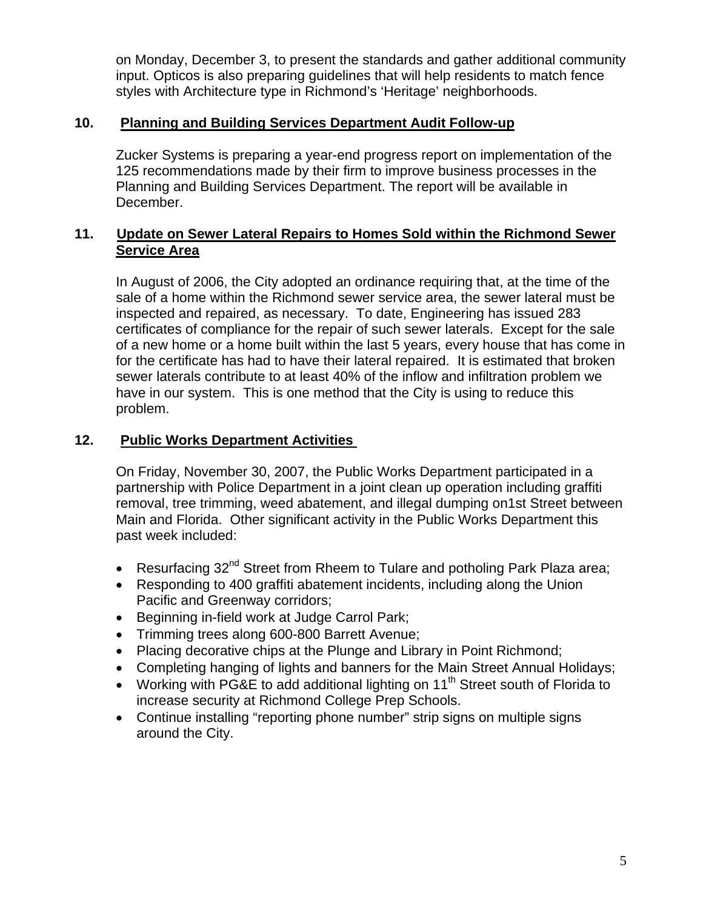on Monday, December 3, to present the standards and gather additional community input. Opticos is also preparing guidelines that will help residents to match fence styles with Architecture type in Richmond's 'Heritage' neighborhoods.

## 10. Planning and Building Services Department Audit Follow-up

Zucker Systems is preparing a year-end progress report on implementation of the 125 recommendations made by their firm to improve business processes in the Planning and Building Services Department. The report will be available in December.

## 11. Update on Sewer Lateral Repairs to Homes Sold within the Richmond Sewer Service Area

In August of 2006, the City adopted an ordinance requiring that, at the time of the sale of a home within the Richmond sewer service area, the sewer lateral must be inspected and repaired, as necessary. To date, Engineering has issued 283 certificates of compliance for the repair of such sewer laterals. Except for the sale of a new home or a home built within the last 5 years, every house that has come in for the certificate has had to have their lateral repaired. It is estimated that broken sewer laterals contribute to at least 40% of the inflow and infiltration problem we have in our system. This is one method that the City is using to reduce this problem.

## 12. Public Works Department Activities

On Friday, November 30, 2007, the Public Works Department participated in a partnership with Police Department in a joint clean up operation including graffiti removal, tree trimming, weed abatement, and illegal dumping on1st Street between Main and Florida. Other significant activity in the Public Works Department this past week included:

- Resurfacing 32nd Street from Rheem to Tulare and potholing Park Plaza area;
- Responding to 400 graffiti abatement incidents, including along the Union Pacific and Greenway corridors;
- Beginning in-field work at Judge Carrol Park;
- Trimming trees along 600-800 Barrett Avenue;
- Placing decorative chips at the Plunge and Library in Point Richmond;
- Completing hanging of lights and banners for the Main Street Annual Holidays;
- Working with PG&E to add additional lighting on 11th Street south of Florida to increase security at Richmond College Prep Schools.
- Continue installing "reporting phone number" strip signs on multiple signs around the City.